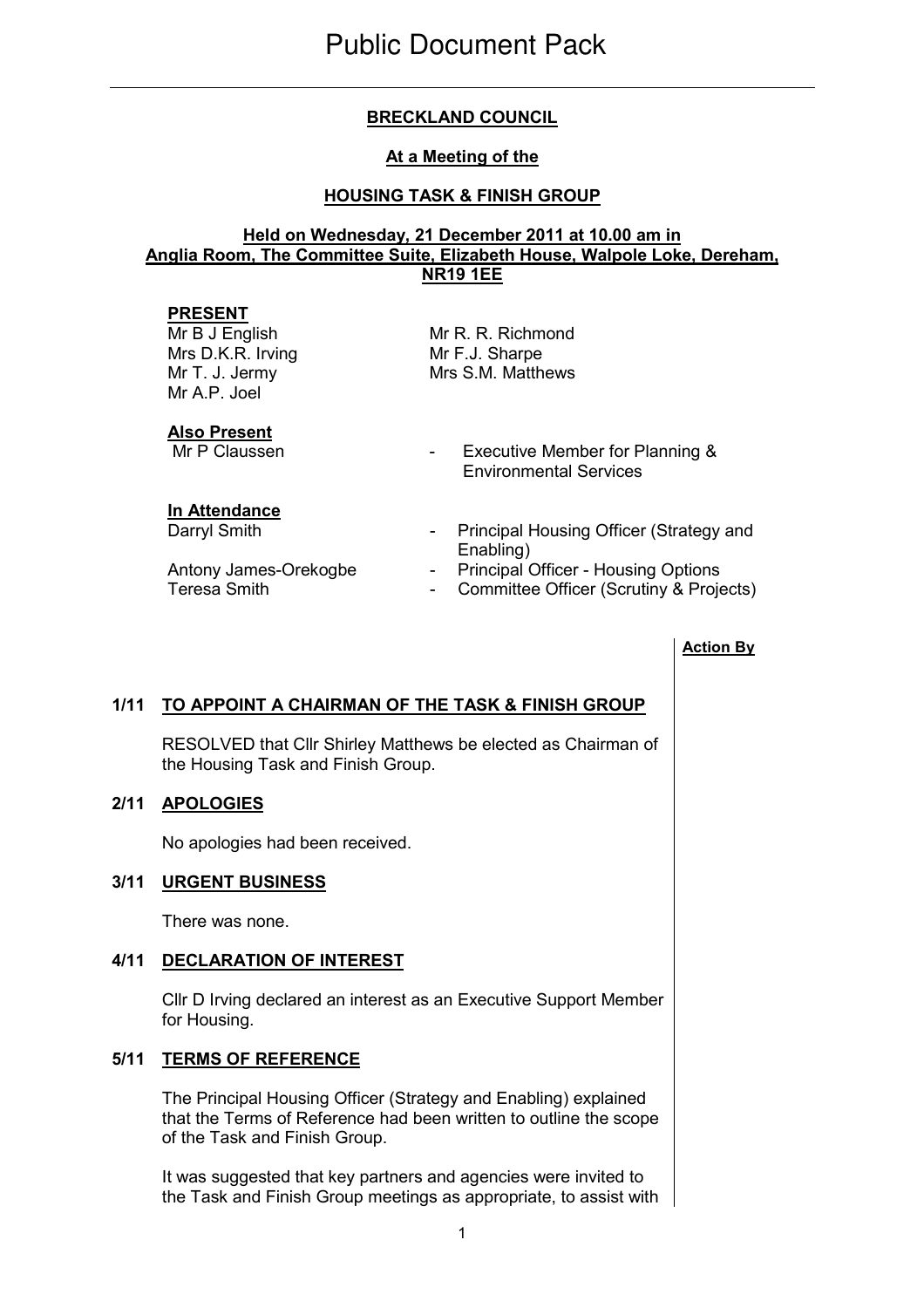# Public Document Pack

## BRECKLAND COUNCIL

### At a Meeting of the

### HOUSING TASK & FINISH GROUP

### Held on Wednesday, 21 December 2011 at 10.00 am in Anglia Room, The Committee Suite, Elizabeth House, Walpole Loke, Dereham, NR19 1EE

**PRESENT**

Mr B J English
Mrs D.K.R. Irving
Mr T. J. Jermy
Mr A.P. Joel
Mr R. R. Richmond
Mr F.J. Sharpe
Mrs S.M. Matthews

**Also Present**

Mr P Claussen - Executive Member for Planning & Environmental Services

**In Attendance**

Darryl Smith - Principal Housing Officer (Strategy and Enabling)
Antony James-Orekogbe - Principal Officer - Housing Options
Teresa Smith - Committee Officer (Scrutiny & Projects)

**Action By**

**1/11 TO APPOINT A CHAIRMAN OF THE TASK & FINISH GROUP**

RESOLVED that Cllr Shirley Matthews be elected as Chairman of the Housing Task and Finish Group.

**2/11 APOLOGIES**

No apologies had been received.

**3/11 URGENT BUSINESS**

There was none.

**4/11 DECLARATION OF INTEREST**

Cllr D Irving declared an interest as an Executive Support Member for Housing.

**5/11 TERMS OF REFERENCE**

The Principal Housing Officer (Strategy and Enabling) explained that the Terms of Reference had been written to outline the scope of the Task and Finish Group.

It was suggested that key partners and agencies were invited to the Task and Finish Group meetings as appropriate, to assist with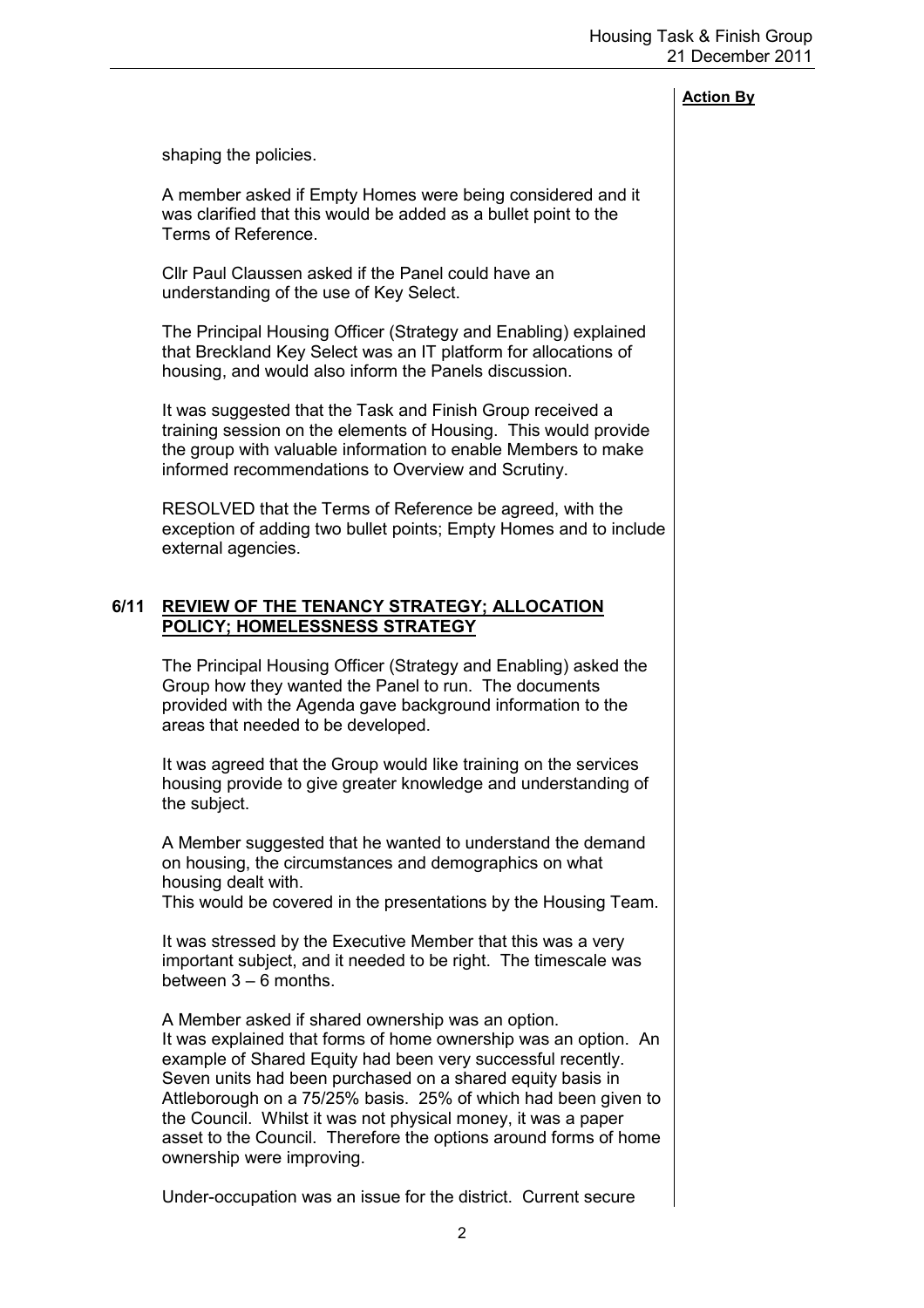**Action By**

shaping the policies.

A member asked if Empty Homes were being considered and it was clarified that this would be added as a bullet point to the Terms of Reference.

Cllr Paul Claussen asked if the Panel could have an understanding of the use of Key Select.

The Principal Housing Officer (Strategy and Enabling) explained that Breckland Key Select was an IT platform for allocations of housing, and would also inform the Panels discussion.

It was suggested that the Task and Finish Group received a training session on the elements of Housing. This would provide the group with valuable information to enable Members to make informed recommendations to Overview and Scrutiny.

RESOLVED that the Terms of Reference be agreed, with the exception of adding two bullet points; Empty Homes and to include external agencies.

## 6/11 REVIEW OF THE TENANCY STRATEGY; ALLOCATION POLICY; HOMELESSNESS STRATEGY

The Principal Housing Officer (Strategy and Enabling) asked the Group how they wanted the Panel to run. The documents provided with the Agenda gave background information to the areas that needed to be developed.

It was agreed that the Group would like training on the services housing provide to give greater knowledge and understanding of the subject.

A Member suggested that he wanted to understand the demand on housing, the circumstances and demographics on what housing dealt with.
This would be covered in the presentations by the Housing Team.

It was stressed by the Executive Member that this was a very important subject, and it needed to be right. The timescale was between 3 – 6 months.

A Member asked if shared ownership was an option.
It was explained that forms of home ownership was an option. An example of Shared Equity had been very successful recently. Seven units had been purchased on a shared equity basis in Attleborough on a 75/25% basis. 25% of which had been given to the Council. Whilst it was not physical money, it was a paper asset to the Council. Therefore the options around forms of home ownership were improving.

Under-occupation was an issue for the district. Current secure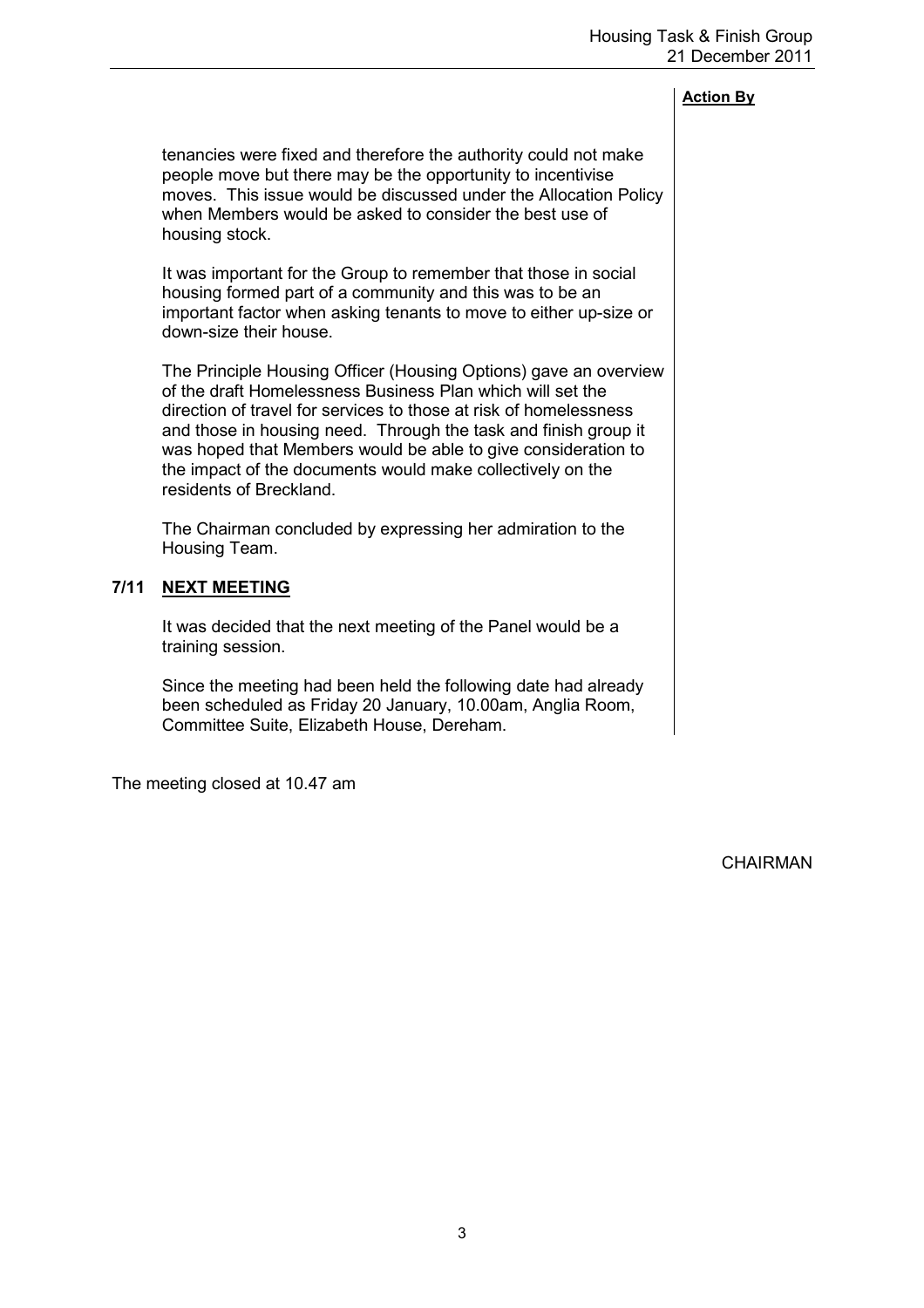**Action By**

tenancies were fixed and therefore the authority could not make people move but there may be the opportunity to incentivise moves. This issue would be discussed under the Allocation Policy when Members would be asked to consider the best use of housing stock.

It was important for the Group to remember that those in social housing formed part of a community and this was to be an important factor when asking tenants to move to either up-size or down-size their house.

The Principle Housing Officer (Housing Options) gave an overview of the draft Homelessness Business Plan which will set the direction of travel for services to those at risk of homelessness and those in housing need. Through the task and finish group it was hoped that Members would be able to give consideration to the impact of the documents would make collectively on the residents of Breckland.

The Chairman concluded by expressing her admiration to the Housing Team.

## 7/11 NEXT MEETING

It was decided that the next meeting of the Panel would be a training session.

Since the meeting had been held the following date had already been scheduled as Friday 20 January, 10.00am, Anglia Room, Committee Suite, Elizabeth House, Dereham.

The meeting closed at 10.47 am

CHAIRMAN